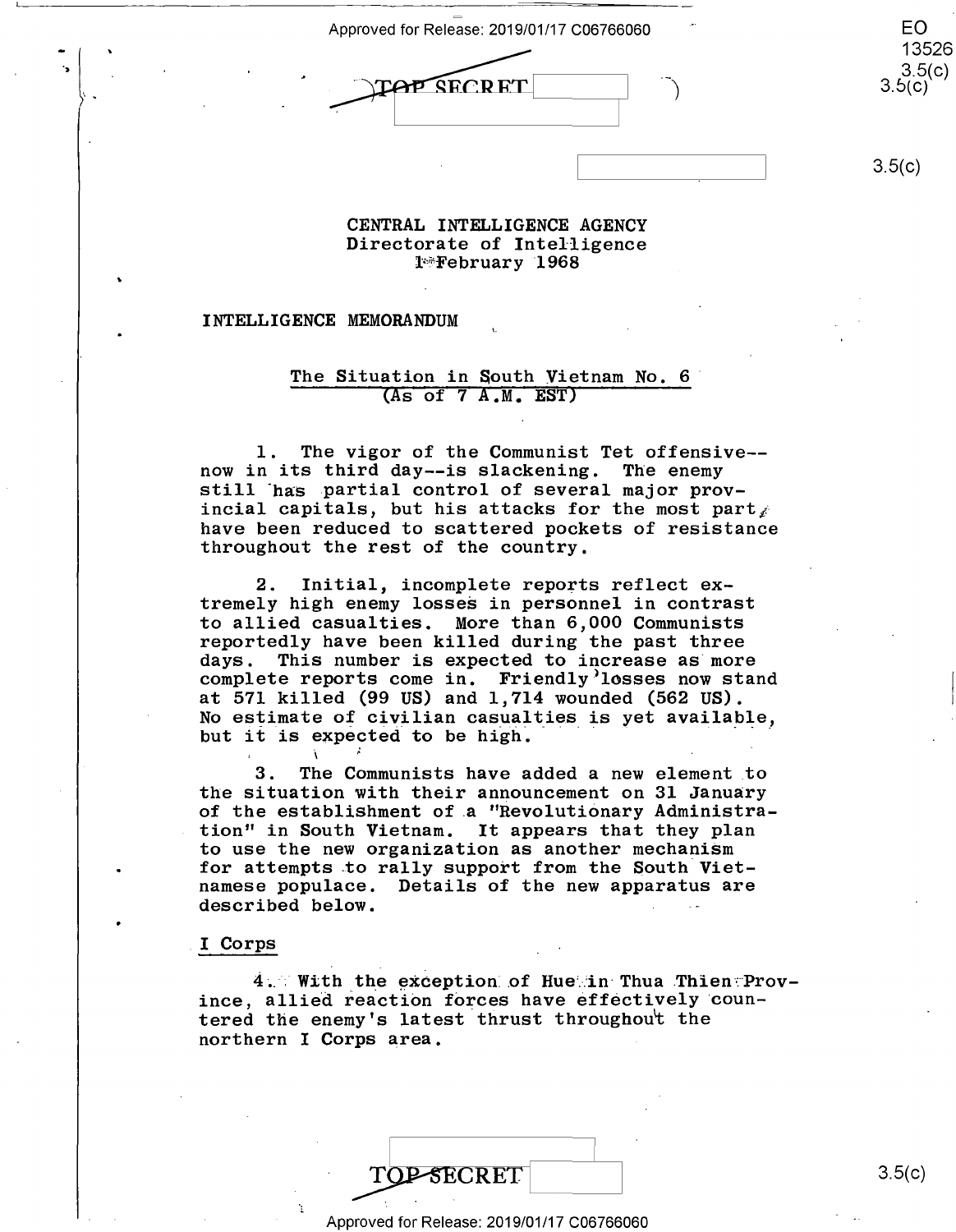TOP SECRET

CENTRAL INTELLIGENCE AGENCY
Directorate of Intelligence
1 February 1968

INTELLIGENCE MEMORANDUM

## The Situation in South Vietnam No. 6
(As of 7 A.M. EST)

1. The vigor of the Communist Tet offensive--now in its third day--is slackening. The enemy still has partial control of several major provincial capitals, but his attacks for the most part have been reduced to scattered pockets of resistance throughout the rest of the country.

2. Initial, incomplete reports reflect extremely high enemy losses in personnel in contrast to allied casualties. More than 6,000 Communists reportedly have been killed during the past three days. This number is expected to increase as more complete reports come in. Friendly losses now stand at 571 killed (99 US) and 1,714 wounded (562 US). No estimate of civilian casualties is yet available, but it is expected to be high.

3. The Communists have added a new element to the situation with their announcement on 31 January of the establishment of a "Revolutionary Administration" in South Vietnam. It appears that they plan to use the new organization as another mechanism for attempts to rally support from the South Vietnamese populace. Details of the new apparatus are described below.

### I Corps

4. With the exception of Hue in Thua Thien Province, allied reaction forces have effectively countered the enemy's latest thrust throughout the northern I Corps area.

TOP SECRET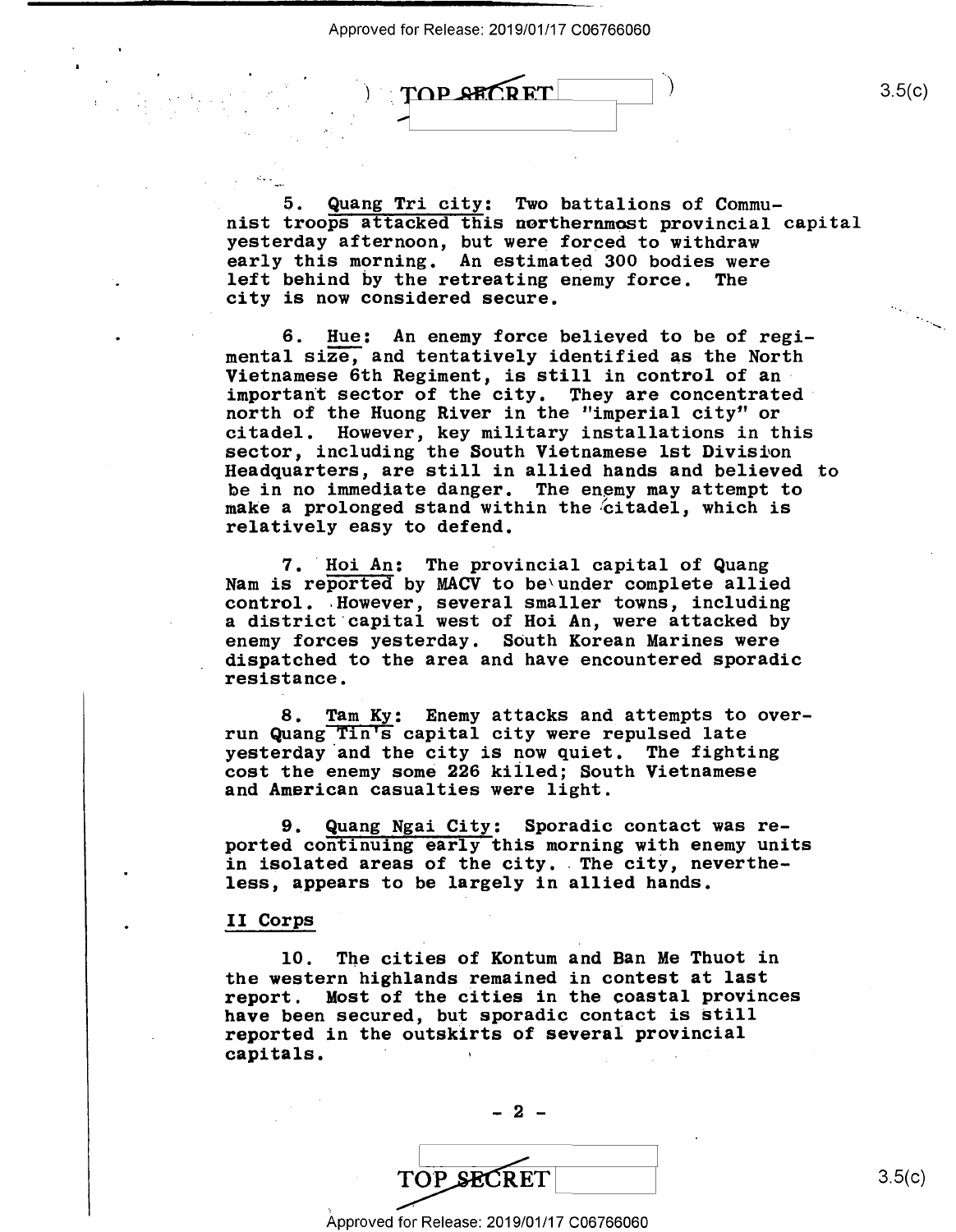5. Quang Tri city: Two battalions of Communist troops attacked this northernmost provincial capital yesterday afternoon, but were forced to withdraw early this morning. An estimated 300 bodies were left behind by the retreating enemy force. The city is now considered secure.

6. Hue: An enemy force believed to be of regimental size, and tentatively identified as the North Vietnamese 6th Regiment, is still in control of an important sector of the city. They are concentrated north of the Huong River in the "imperial city" or citadel. However, key military installations in this sector, including the South Vietnamese 1st Division Headquarters, are still in allied hands and believed to be in no immediate danger. The enemy may attempt to make a prolonged stand within the citadel, which is relatively easy to defend.

7. Hoi An: The provincial capital of Quang Nam is reported by MACV to be under complete allied control. However, several smaller towns, including a district capital west of Hoi An, were attacked by enemy forces yesterday. South Korean Marines were dispatched to the area and have encountered sporadic resistance.

8. Tam Ky: Enemy attacks and attempts to overrun Quang Tin's capital city were repulsed late yesterday and the city is now quiet. The fighting cost the enemy some 226 killed; South Vietnamese and American casualties were light.

9. Quang Ngai City: Sporadic contact was reported continuing early this morning with enemy units in isolated areas of the city. The city, nevertheless, appears to be largely in allied hands.

## II Corps

10. The cities of Kontum and Ban Me Thuot in the western highlands remained in contest at last report. Most of the cities in the coastal provinces have been secured, but sporadic contact is still reported in the outskirts of several provincial capitals.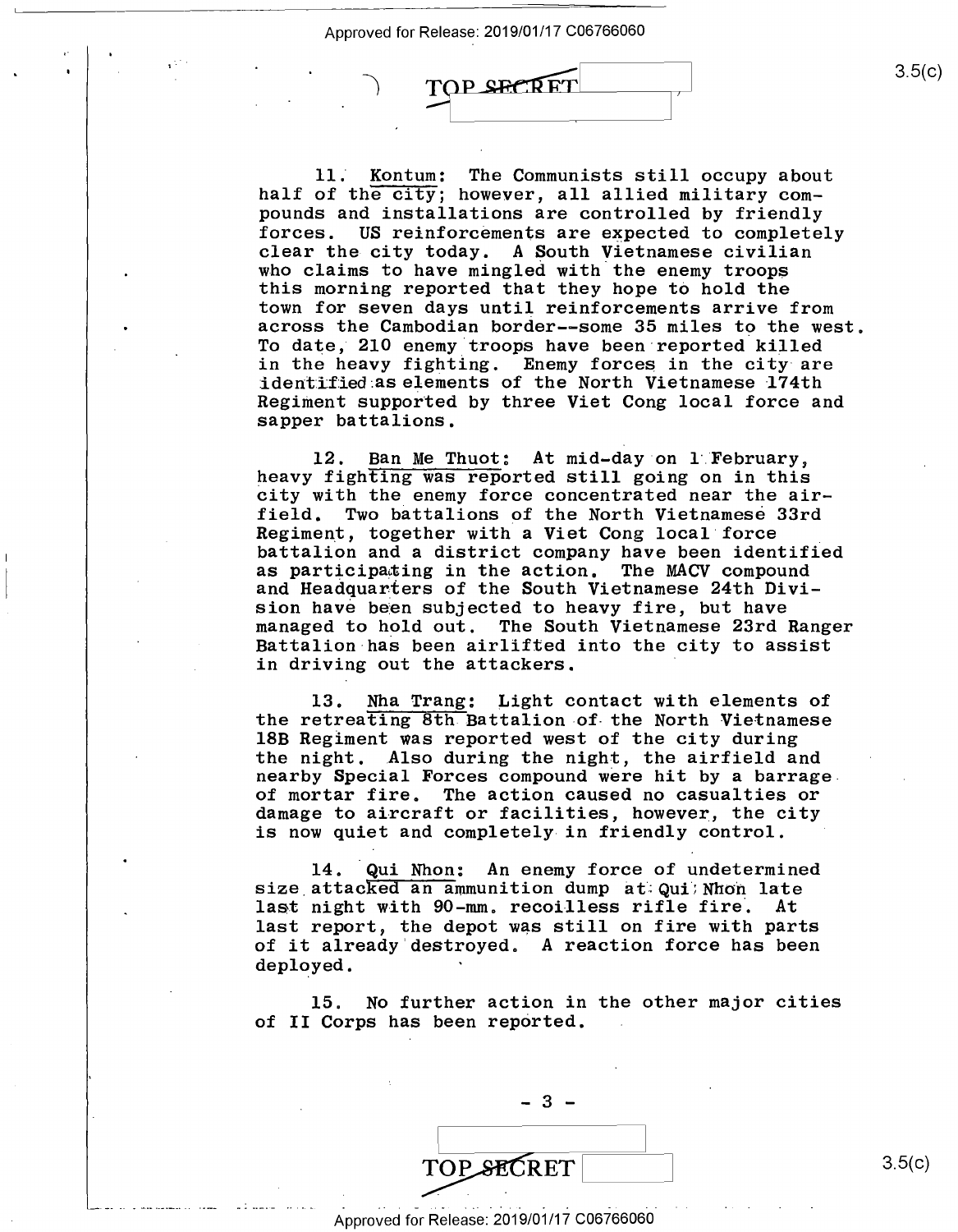TOP SECRET

11. Kontum: The Communists still occupy about half of the city; however, all allied military compounds and installations are controlled by friendly forces. US reinforcements are expected to completely clear the city today. A South Vietnamese civilian who claims to have mingled with the enemy troops this morning reported that they hope to hold the town for seven days until reinforcements arrive from across the Cambodian border--some 35 miles to the west. To date, 210 enemy troops have been reported killed in the heavy fighting. Enemy forces in the city are identified as elements of the North Vietnamese 174th Regiment supported by three Viet Cong local force and sapper battalions.

12. Ban Me Thuot: At mid-day on 1 February, heavy fighting was reported still going on in this city with the enemy force concentrated near the airfield. Two battalions of the North Vietnamese 33rd Regiment, together with a Viet Cong local force battalion and a district company have been identified as participating in the action. The MACV compound and Headquarters of the South Vietnamese 24th Division have been subjected to heavy fire, but have managed to hold out. The South Vietnamese 23rd Ranger Battalion has been airlifted into the city to assist in driving out the attackers.

13. Nha Trang: Light contact with elements of the retreating 8th Battalion of the North Vietnamese 18B Regiment was reported west of the city during the night. Also during the night, the airfield and nearby Special Forces compound were hit by a barrage of mortar fire. The action caused no casualties or damage to aircraft or facilities, however, the city is now quiet and completely in friendly control.

14. Qui Nhon: An enemy force of undetermined size attacked an ammunition dump at Qui Nhon late last night with 90-mm. recoilless rifle fire. At last report, the depot was still on fire with parts of it already destroyed. A reaction force has been deployed.

15. No further action in the other major cities of II Corps has been reported.

TOP SECRET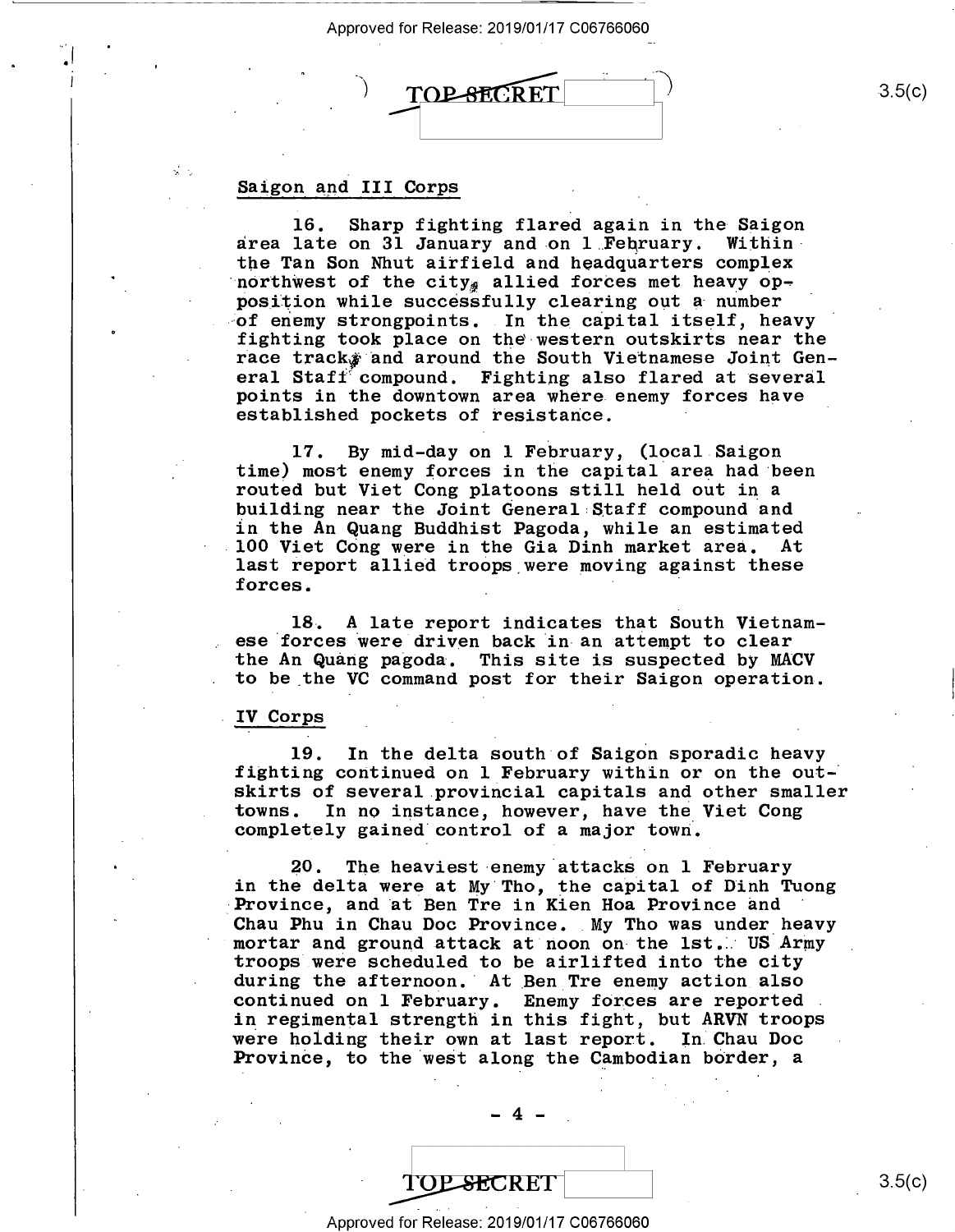## Saigon and III Corps

16. Sharp fighting flared again in the Saigon area late on 31 January and on 1 February. Within the Tan Son Nhut airfield and headquarters complex northwest of the city, allied forces met heavy opposition while successfully clearing out a number of enemy strongpoints. In the capital itself, heavy fighting took place on the western outskirts near the race track, and around the South Vietnamese Joint General Staff compound. Fighting also flared at several points in the downtown area where enemy forces have established pockets of resistance.

17. By mid-day on 1 February, (local Saigon time) most enemy forces in the capital area had been routed but Viet Cong platoons still held out in a building near the Joint General Staff compound and in the An Quang Buddhist Pagoda, while an estimated 100 Viet Cong were in the Gia Dinh market area. At last report allied troops were moving against these forces.

18. A late report indicates that South Vietnamese forces were driven back in an attempt to clear the An Quang pagoda. This site is suspected by MACV to be the VC command post for their Saigon operation.

## IV Corps

19. In the delta south of Saigon sporadic heavy fighting continued on 1 February within or on the outskirts of several provincial capitals and other smaller towns. In no instance, however, have the Viet Cong completely gained control of a major town.

20. The heaviest enemy attacks on 1 February in the delta were at My Tho, the capital of Dinh Tuong Province, and at Ben Tre in Kien Hoa Province and Chau Phu in Chau Doc Province. My Tho was under heavy mortar and ground attack at noon on the 1st. US Army troops were scheduled to be airlifted into the city during the afternoon. At Ben Tre enemy action also continued on 1 February. Enemy forces are reported in regimental strength in this fight, but ARVN troops were holding their own at last report. In Chau Doc Province, to the west along the Cambodian border, a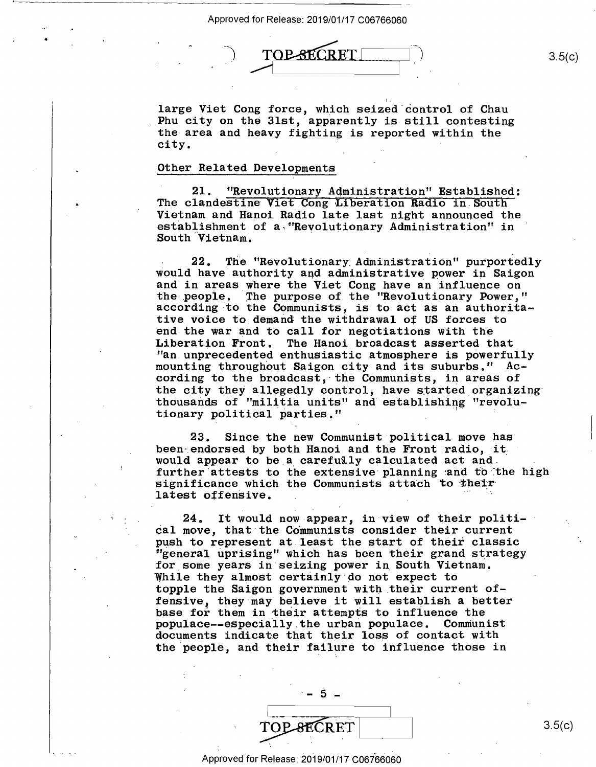large Viet Cong force, which seized control of Chau Phu city on the 31st, apparently is still contesting the area and heavy fighting is reported within the city.

## Other Related Developments

21. "Revolutionary Administration" Established: The clandestine Viet Cong Liberation Radio in South Vietnam and Hanoi Radio late last night announced the establishment of a "Revolutionary Administration" in South Vietnam.

22. The "Revolutionary Administration" purportedly would have authority and administrative power in Saigon and in areas where the Viet Cong have an influence on the people. The purpose of the "Revolutionary Power," according to the Communists, is to act as an authoritative voice to demand the withdrawal of US forces to end the war and to call for negotiations with the Liberation Front. The Hanoi broadcast asserted that "an unprecedented enthusiastic atmosphere is powerfully mounting throughout Saigon city and its suburbs." According to the broadcast, the Communists, in areas of the city they allegedly control, have started organizing thousands of "militia units" and establishing "revolutionary political parties."

23. Since the new Communist political move has been endorsed by both Hanoi and the Front radio, it would appear to be a carefully calculated act and further attests to the extensive planning and to the high significance which the Communists attach to their latest offensive.

24. It would now appear, in view of their political move, that the Communists consider their current push to represent at least the start of their classic "general uprising" which has been their grand strategy for some years in seizing power in South Vietnam. While they almost certainly do not expect to topple the Saigon government with their current offensive, they may believe it will establish a better base for them in their attempts to influence the populace--especially the urban populace. Communist documents indicate that their loss of contact with the people, and their failure to influence those in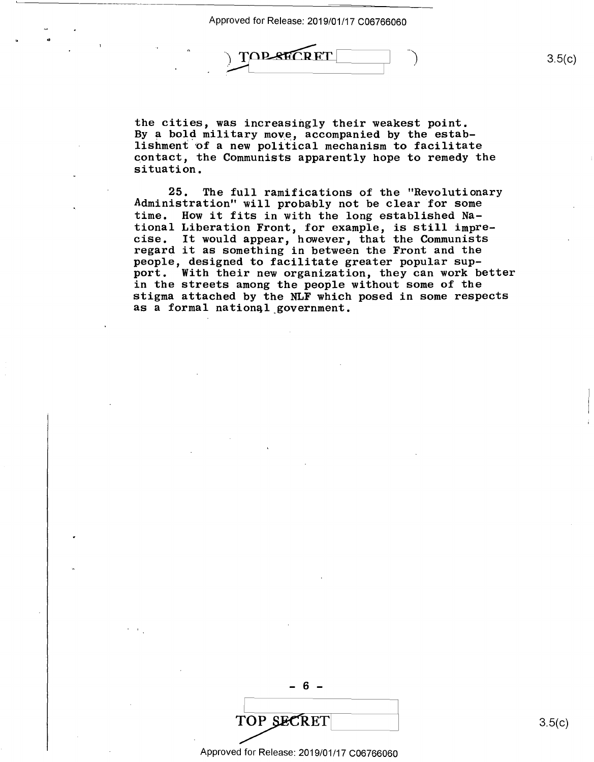the cities, was increasingly their weakest point. By a bold military move, accompanied by the establishment of a new political mechanism to facilitate contact, the Communists apparently hope to remedy the situation.

25. The full ramifications of the "Revolutionary Administration" will probably not be clear for some time. How it fits in with the long established National Liberation Front, for example, is still imprecise. It would appear, however, that the Communists regard it as something in between the Front and the people, designed to facilitate greater popular support. With their new organization, they can work better in the streets among the people without some of the stigma attached by the NLF which posed in some respects as a formal national government.